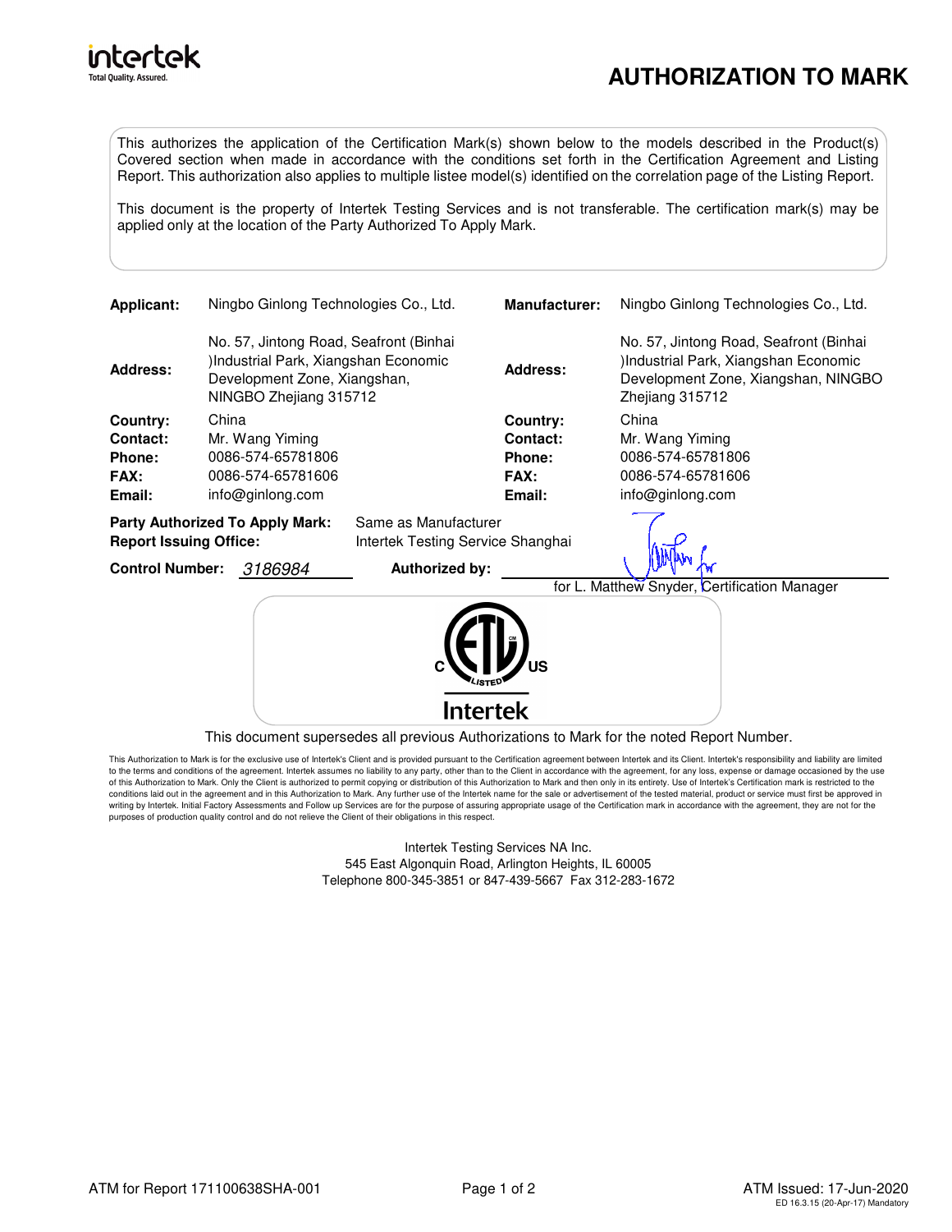# AUTHORIZATION TO MARK

This authorizes the application of the Certification Mark(s) shown below to the models described in the Product(s) Covered section when made in accordance with the conditions set forth in the Certification Agreement and Listing Report. This authorization also applies to multiple listee model(s) identified on the correlation page of the Listing Report.

This document is the property of Intertek Testing Services and is not transferable. The certification mark(s) may be applied only at the location of the Party Authorized To Apply Mark.

| | | | |
|---|---|---|---|
| **Applicant:** | Ningbo Ginlong Technologies Co., Ltd. | **Manufacturer:** | Ningbo Ginlong Technologies Co., Ltd. |
| **Address:** | No. 57, Jintong Road, Seafront (Binhai )Industrial Park, Xiangshan Economic Development Zone, Xiangshan, NINGBO Zhejiang 315712 | **Address:** | No. 57, Jintong Road, Seafront (Binhai )Industrial Park, Xiangshan Economic Development Zone, Xiangshan, NINGBO Zhejiang 315712 |
| **Country:** | China | **Country:** | China |
| **Contact:** | Mr. Wang Yiming | **Contact:** | Mr. Wang Yiming |
| **Phone:** | 0086-574-65781806 | **Phone:** | 0086-574-65781806 |
| **FAX:** | 0086-574-65781606 | **FAX:** | 0086-574-65781606 |
| **Email:** | info@ginlong.com | **Email:** | info@ginlong.com |

**Party Authorized To Apply Mark:** Same as Manufacturer
**Report Issuing Office:** Intertek Testing Service Shanghai

**Control Number:** 3186984 **Authorized by:**

for L. Matthew Snyder, Certification Manager

C ETL US LISTED
Intertek

This document supersedes all previous Authorizations to Mark for the noted Report Number.

This Authorization to Mark is for the exclusive use of Intertek's Client and is provided pursuant to the Certification agreement between Intertek and its Client. Intertek's responsibility and liability are limited to the terms and conditions of the agreement. Intertek assumes no liability to any party, other than to the Client in accordance with the agreement, for any loss, expense or damage occasioned by the use of this Authorization to Mark. Only the Client is authorized to permit copying or distribution of this Authorization to Mark and then only in its entirety. Use of Intertek's Certification mark is restricted to the conditions laid out in the agreement and in this Authorization to Mark. Any further use of the Intertek name for the sale or advertisement of the tested material, product or service must first be approved in writing by Intertek. Initial Factory Assessments and Follow up Services are for the purpose of assuring appropriate usage of the Certification mark in accordance with the agreement, they are not for the purposes of production quality control and do not relieve the Client of their obligations in this respect.

Intertek Testing Services NA Inc.
545 East Algonquin Road, Arlington Heights, IL 60005
Telephone 800-345-3851 or 847-439-5667 Fax 312-283-1672

ATM for Report 171100638SHA-001

ATM Issued: 17-Jun-2020
ED 16.3.15 (20-Apr-17) Mandatory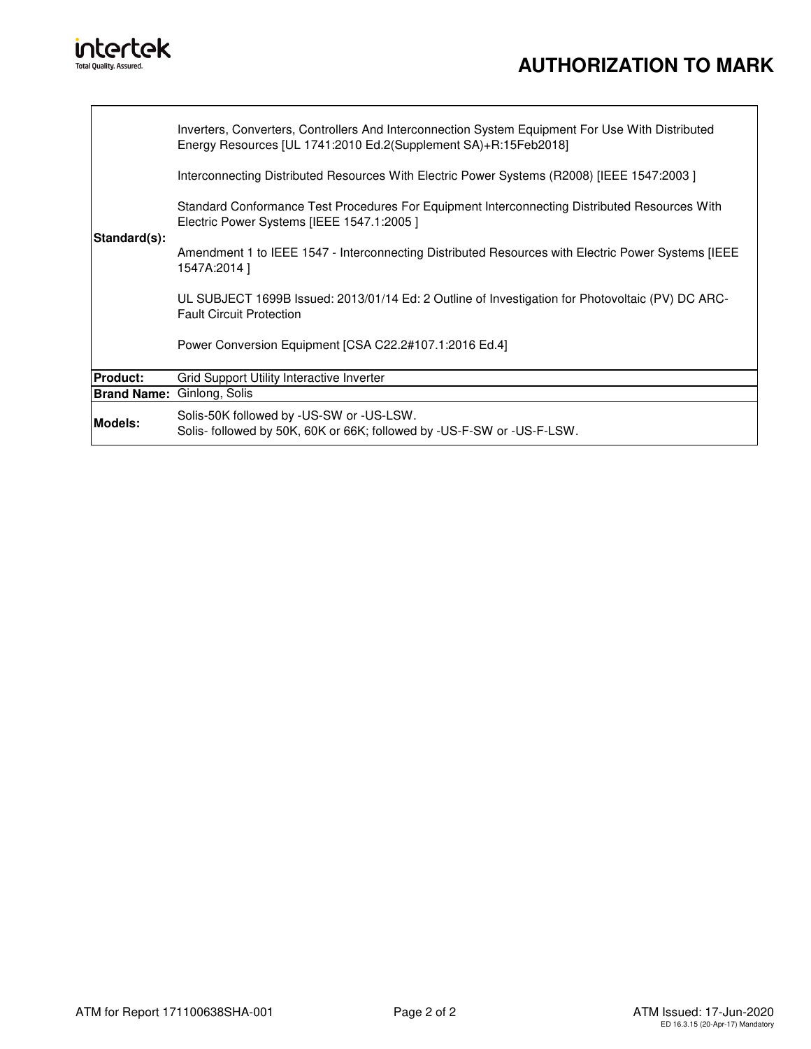# AUTHORIZATION TO MARK

| | |
|---|---|
| **Standard(s):** | Inverters, Converters, Controllers And Interconnection System Equipment For Use With Distributed Energy Resources [UL 1741:2010 Ed.2(Supplement SA)+R:15Feb2018]<br><br>Interconnecting Distributed Resources With Electric Power Systems (R2008) [IEEE 1547:2003 ]<br><br>Standard Conformance Test Procedures For Equipment Interconnecting Distributed Resources With Electric Power Systems [IEEE 1547.1:2005 ]<br><br>Amendment 1 to IEEE 1547 - Interconnecting Distributed Resources with Electric Power Systems [IEEE 1547A:2014 ]<br><br>UL SUBJECT 1699B Issued: 2013/01/14 Ed: 2 Outline of Investigation for Photovoltaic (PV) DC ARC-Fault Circuit Protection<br><br>Power Conversion Equipment [CSA C22.2#107.1:2016 Ed.4] |
| **Product:** | Grid Support Utility Interactive Inverter |
| **Brand Name:** | Ginlong, Solis |
| **Models:** | Solis-50K followed by -US-SW or -US-LSW.<br>Solis- followed by 50K, 60K or 66K; followed by -US-F-SW or -US-F-LSW. |

ATM for Report 171100638SHA-001

ATM Issued: 17-Jun-2020

ED 16.3.15 (20-Apr-17) Mandatory